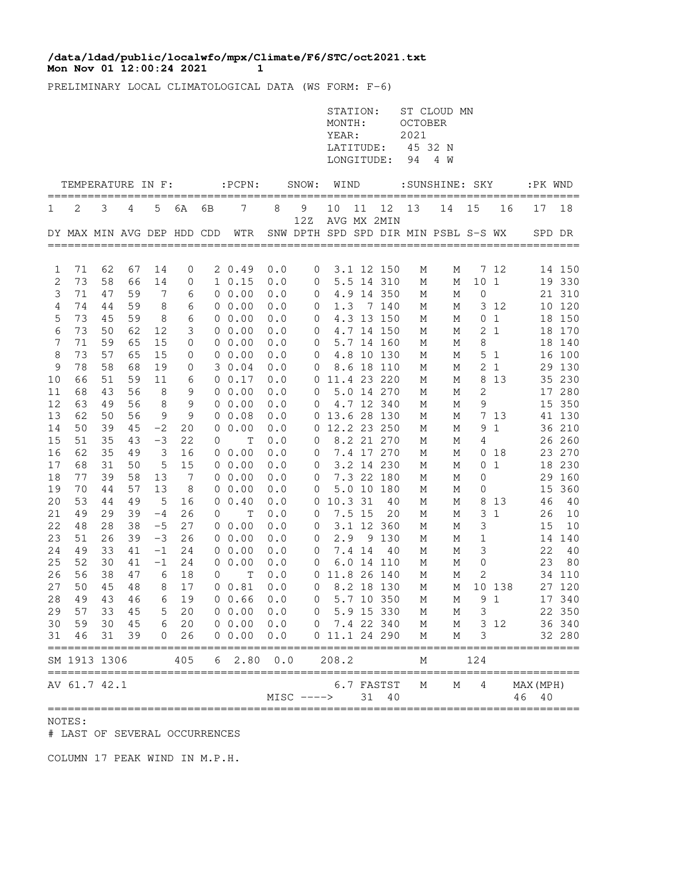**/data/ldad/public/localwfo/mpx/Climate/F6/STC/oct2021.txt**
**Mon Nov 01 12:00:24 2021 1**

PRELIMINARY LOCAL CLIMATOLOGICAL DATA (WS FORM: F-6)

STATION: ST CLOUD MN
MONTH: OCTOBER
YEAR: 2021
LATITUDE: 45 32 N
LONGITUDE: 94 4 W

| TEMPERATURE IN F: | | | | | | | :PCPN: | SNOW: | | WIND | | | :SUNSHINE: | | SKY | | :PK WND | |
|---|---|---|---|---|---|---|---|---|---|---|---|---|---|---|---|---|---|---|
| 1 | 2 | 3 | 4 | 5 | 6A | 6B | 7 | 8 | 9 | 10 | 11 | 12 | 13 | 14 | 15 | 16 | 17 | 18 |
| | | | | | | | | | 12Z | AVG | MX | 2MIN | | | | | | |
| DY | MAX | MIN | AVG | DEP | HDD | CDD | WTR | SNW | DPTH | SPD | SPD | DIR | MIN | PSBL | S-S | WX | SPD | DR |
| 1 | 71 | 62 | 67 | 14 | 0 | 2 | 0.49 | 0.0 | 0 | 3.1 | 12 | 150 | M | M | 7 | 12 | 14 | 150 |
| 2 | 73 | 58 | 66 | 14 | 0 | 1 | 0.15 | 0.0 | 0 | 5.5 | 14 | 310 | M | M | 10 | 1 | 19 | 330 |
| 3 | 71 | 47 | 59 | 7 | 6 | 0 | 0.00 | 0.0 | 0 | 4.9 | 14 | 350 | M | M | 0 | | 21 | 310 |
| 4 | 74 | 44 | 59 | 8 | 6 | 0 | 0.00 | 0.0 | 0 | 1.3 | 7 | 140 | M | M | 3 | 12 | 10 | 120 |
| 5 | 73 | 45 | 59 | 8 | 6 | 0 | 0.00 | 0.0 | 0 | 4.3 | 13 | 150 | M | M | 0 | 1 | 18 | 150 |
| 6 | 73 | 50 | 62 | 12 | 3 | 0 | 0.00 | 0.0 | 0 | 4.7 | 14 | 150 | M | M | 2 | 1 | 18 | 170 |
| 7 | 71 | 59 | 65 | 15 | 0 | 0 | 0.00 | 0.0 | 0 | 5.7 | 14 | 160 | M | M | 8 | | 18 | 140 |
| 8 | 73 | 57 | 65 | 15 | 0 | 0 | 0.00 | 0.0 | 0 | 4.8 | 10 | 130 | M | M | 5 | 1 | 16 | 100 |
| 9 | 78 | 58 | 68 | 19 | 0 | 3 | 0.04 | 0.0 | 0 | 8.6 | 18 | 110 | M | M | 2 | 1 | 29 | 130 |
| 10 | 66 | 51 | 59 | 11 | 6 | 0 | 0.17 | 0.0 | 0 | 11.4 | 23 | 220 | M | M | 8 | 13 | 35 | 230 |
| 11 | 68 | 43 | 56 | 8 | 9 | 0 | 0.00 | 0.0 | 0 | 5.0 | 14 | 270 | M | M | 2 | | 17 | 280 |
| 12 | 63 | 49 | 56 | 8 | 9 | 0 | 0.00 | 0.0 | 0 | 4.7 | 12 | 340 | M | M | 9 | | 15 | 350 |
| 13 | 62 | 50 | 56 | 9 | 9 | 0 | 0.08 | 0.0 | 0 | 13.6 | 28 | 130 | M | M | 7 | 13 | 41 | 130 |
| 14 | 50 | 39 | 45 | -2 | 20 | 0 | 0.00 | 0.0 | 0 | 12.2 | 23 | 250 | M | M | 9 | 1 | 36 | 210 |
| 15 | 51 | 35 | 43 | -3 | 22 | 0 | T | 0.0 | 0 | 8.2 | 21 | 270 | M | M | 4 | | 26 | 260 |
| 16 | 62 | 35 | 49 | 3 | 16 | 0 | 0.00 | 0.0 | 0 | 7.4 | 17 | 270 | M | M | 0 | 18 | 23 | 270 |
| 17 | 68 | 31 | 50 | 5 | 15 | 0 | 0.00 | 0.0 | 0 | 3.2 | 14 | 230 | M | M | 0 | 1 | 18 | 230 |
| 18 | 77 | 39 | 58 | 13 | 7 | 0 | 0.00 | 0.0 | 0 | 7.3 | 22 | 180 | M | M | 0 | | 29 | 160 |
| 19 | 70 | 44 | 57 | 13 | 8 | 0 | 0.00 | 0.0 | 0 | 5.0 | 10 | 180 | M | M | 0 | | 15 | 360 |
| 20 | 53 | 44 | 49 | 5 | 16 | 0 | 0.40 | 0.0 | 0 | 10.3 | 31 | 40 | M | M | 8 | 13 | 46 | 40 |
| 21 | 49 | 29 | 39 | -4 | 26 | 0 | T | 0.0 | 0 | 7.5 | 15 | 20 | M | M | 3 | 1 | 26 | 10 |
| 22 | 48 | 28 | 38 | -5 | 27 | 0 | 0.00 | 0.0 | 0 | 3.1 | 12 | 360 | M | M | 3 | | 15 | 10 |
| 23 | 51 | 26 | 39 | -3 | 26 | 0 | 0.00 | 0.0 | 0 | 2.9 | 9 | 130 | M | M | 1 | | 14 | 140 |
| 24 | 49 | 33 | 41 | -1 | 24 | 0 | 0.00 | 0.0 | 0 | 7.4 | 14 | 40 | M | M | 3 | | 22 | 40 |
| 25 | 52 | 30 | 41 | -1 | 24 | 0 | 0.00 | 0.0 | 0 | 6.0 | 14 | 110 | M | M | 0 | | 23 | 80 |
| 26 | 56 | 38 | 47 | 6 | 18 | 0 | T | 0.0 | 0 | 11.8 | 26 | 140 | M | M | 2 | | 34 | 110 |
| 27 | 50 | 45 | 48 | 8 | 17 | 0 | 0.81 | 0.0 | 0 | 8.2 | 18 | 130 | M | M | 10 | 138 | 27 | 120 |
| 28 | 49 | 43 | 46 | 6 | 19 | 0 | 0.66 | 0.0 | 0 | 5.7 | 10 | 350 | M | M | 9 | 1 | 17 | 340 |
| 29 | 57 | 33 | 45 | 5 | 20 | 0 | 0.00 | 0.0 | 0 | 5.9 | 15 | 330 | M | M | 3 | | 22 | 350 |
| 30 | 59 | 30 | 45 | 6 | 20 | 0 | 0.00 | 0.0 | 0 | 7.4 | 22 | 340 | M | M | 3 | 12 | 36 | 340 |
| 31 | 46 | 31 | 39 | 0 | 26 | 0 | 0.00 | 0.0 | 0 | 11.1 | 24 | 290 | M | M | 3 | | 32 | 280 |
| SM | 1913 | 1306 | | | 405 | 6 | 2.80 | 0.0 | | 208.2 | | | M | | 124 | | | |
| AV | 61.7 | 42.1 | | | | | | | | 6.7 | FASTST | | M | M | 4 | | MAX(MPH) | |
| | | | | | | | | MISC ----> | | | 31 | 40 | | | | | 46 | 40 |

NOTES:
# LAST OF SEVERAL OCCURRENCES

COLUMN 17 PEAK WIND IN M.P.H.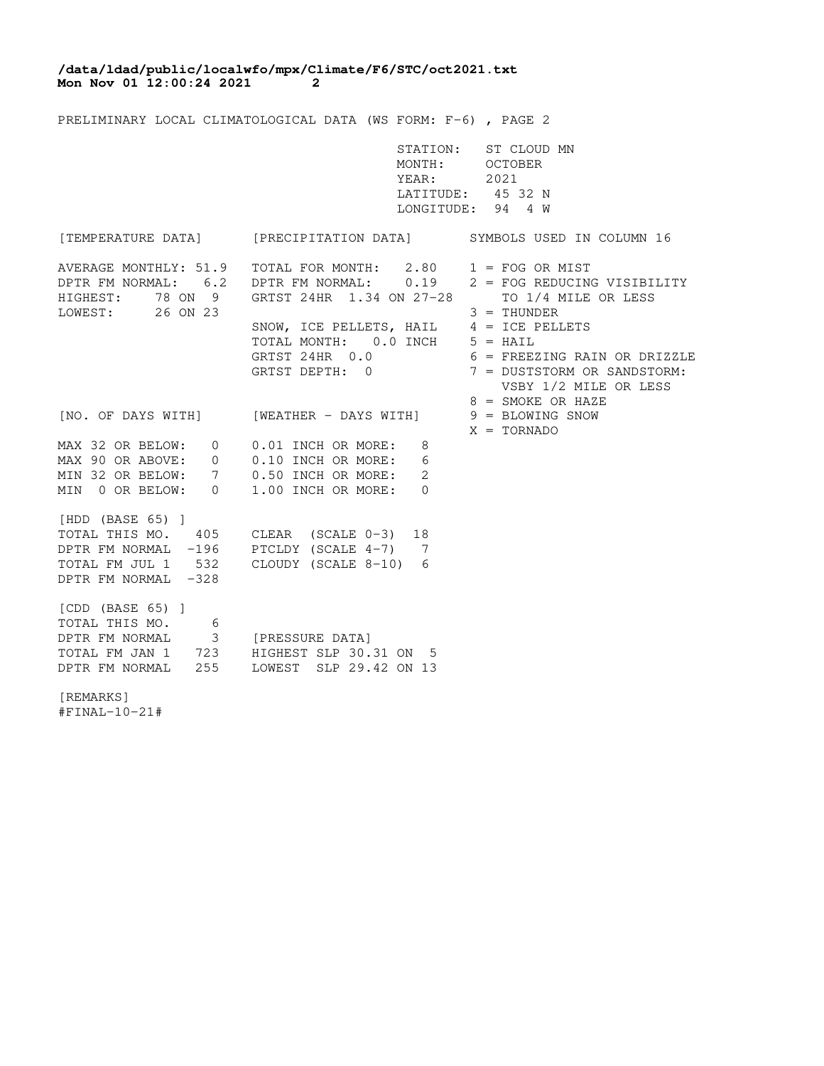**/data/ldad/public/localwfo/mpx/Climate/F6/STC/oct2021.txt**
**Mon Nov 01 12:00:24 2021 2**

PRELIMINARY LOCAL CLIMATOLOGICAL DATA (WS FORM: F-6) , PAGE 2

```
                                        STATION:   ST CLOUD MN
                                        MONTH:     OCTOBER
                                        YEAR:      2021
                                        LATITUDE:   45 32 N
                                        LONGITUDE:  94  4 W

[TEMPERATURE DATA]      [PRECIPITATION DATA]       SYMBOLS USED IN COLUMN 16

AVERAGE MONTHLY: 51.9   TOTAL FOR MONTH:   2.80    1 = FOG OR MIST
DPTR FM NORMAL:   6.2   DPTR FM NORMAL:    0.19    2 = FOG REDUCING VISIBILITY
HIGHEST:    78 ON  9    GRTST 24HR  1.34 ON 27-28      TO 1/4 MILE OR LESS
LOWEST:     26 ON 23                               3 = THUNDER
                        SNOW, ICE PELLETS, HAIL    4 = ICE PELLETS
                        TOTAL MONTH:   0.0 INCH    5 = HAIL
                        GRTST 24HR  0.0            6 = FREEZING RAIN OR DRIZZLE
                        GRTST DEPTH:  0            7 = DUSTSTORM OR SANDSTORM:
                                                       VSBY 1/2 MILE OR LESS
                                                   8 = SMOKE OR HAZE
[NO. OF DAYS WITH]      [WEATHER - DAYS WITH]      9 = BLOWING SNOW
                                                   X = TORNADO
MAX 32 OR BELOW:   0    0.01 INCH OR MORE:   8
MAX 90 OR ABOVE:   0    0.10 INCH OR MORE:   6
MIN 32 OR BELOW:   7    0.50 INCH OR MORE:   2
MIN  0 OR BELOW:   0    1.00 INCH OR MORE:   0

[HDD (BASE 65) ]
TOTAL THIS MO.   405    CLEAR  (SCALE 0-3)  18
DPTR FM NORMAL  -196    PTCLDY (SCALE 4-7)   7
TOTAL FM JUL 1   532    CLOUDY (SCALE 8-10)  6
DPTR FM NORMAL  -328

[CDD (BASE 65) ]
TOTAL THIS MO.     6
DPTR FM NORMAL     3    [PRESSURE DATA]
TOTAL FM JAN 1   723    HIGHEST SLP 30.31 ON  5
DPTR FM NORMAL   255    LOWEST  SLP 29.42 ON 13

[REMARKS]
#FINAL-10-21#
```